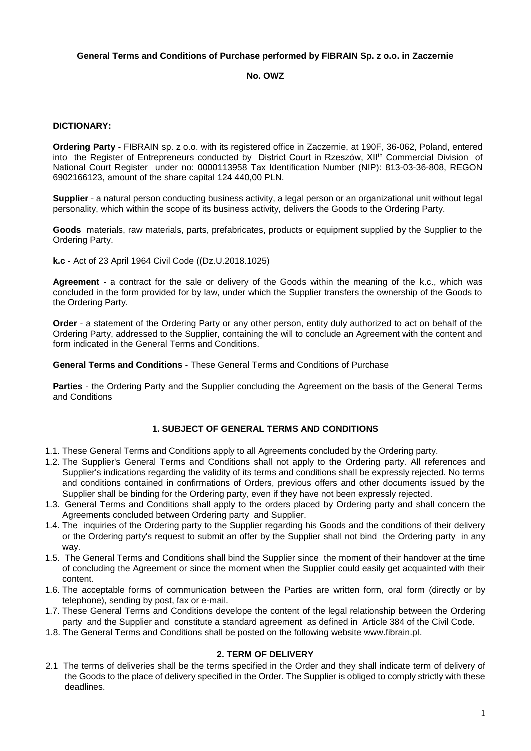**General Terms and Conditions of Purchase performed by FIBRAIN Sp. z o.o. in Zaczernie**

**No. OWZ**

**DICTIONARY:**

**Ordering Party** - FIBRAIN sp. z o.o. with its registered office in Zaczernie, at 190F, 36-062, Poland, entered into the Register of Entrepreneurs conducted by District Court in Rzeszów, XII$^{th}$ Commercial Division of National Court Register under no: 0000113958 Tax Identification Number (NIP): 813-03-36-808, REGON 6902166123, amount of the share capital 124 440,00 PLN.

**Supplier** - a natural person conducting business activity, a legal person or an organizational unit without legal personality, which within the scope of its business activity, delivers the Goods to the Ordering Party.

**Goods** materials, raw materials, parts, prefabricates, products or equipment supplied by the Supplier to the Ordering Party.

**k.c** - Act of 23 April 1964 Civil Code ((Dz.U.2018.1025)

**Agreement** - a contract for the sale or delivery of the Goods within the meaning of the k.c., which was concluded in the form provided for by law, under which the Supplier transfers the ownership of the Goods to the Ordering Party.

**Order** - a statement of the Ordering Party or any other person, entity duly authorized to act on behalf of the Ordering Party, addressed to the Supplier, containing the will to conclude an Agreement with the content and form indicated in the General Terms and Conditions.

**General Terms and Conditions** - These General Terms and Conditions of Purchase

**Parties** - the Ordering Party and the Supplier concluding the Agreement on the basis of the General Terms and Conditions

## 1. SUBJECT OF GENERAL TERMS AND CONDITIONS

1.1. These General Terms and Conditions apply to all Agreements concluded by the Ordering party.

1.2. The Supplier's General Terms and Conditions shall not apply to the Ordering party. All references and Supplier's indications regarding the validity of its terms and conditions shall be expressly rejected. No terms and conditions contained in confirmations of Orders, previous offers and other documents issued by the Supplier shall be binding for the Ordering party, even if they have not been expressly rejected.

1.3. General Terms and Conditions shall apply to the orders placed by Ordering party and shall concern the Agreements concluded between Ordering party and Supplier.

1.4. The inquiries of the Ordering party to the Supplier regarding his Goods and the conditions of their delivery or the Ordering party's request to submit an offer by the Supplier shall not bind the Ordering party in any way.

1.5. The General Terms and Conditions shall bind the Supplier since the moment of their handover at the time of concluding the Agreement or since the moment when the Supplier could easily get acquainted with their content.

1.6. The acceptable forms of communication between the Parties are written form, oral form (directly or by telephone), sending by post, fax or e-mail.

1.7. These General Terms and Conditions develope the content of the legal relationship between the Ordering party and the Supplier and constitute a standard agreement as defined in Article 384 of the Civil Code.

1.8. The General Terms and Conditions shall be posted on the following website www.fibrain.pl.

## 2. TERM OF DELIVERY

2.1 The terms of deliveries shall be the terms specified in the Order and they shall indicate term of delivery of the Goods to the place of delivery specified in the Order. The Supplier is obliged to comply strictly with these deadlines.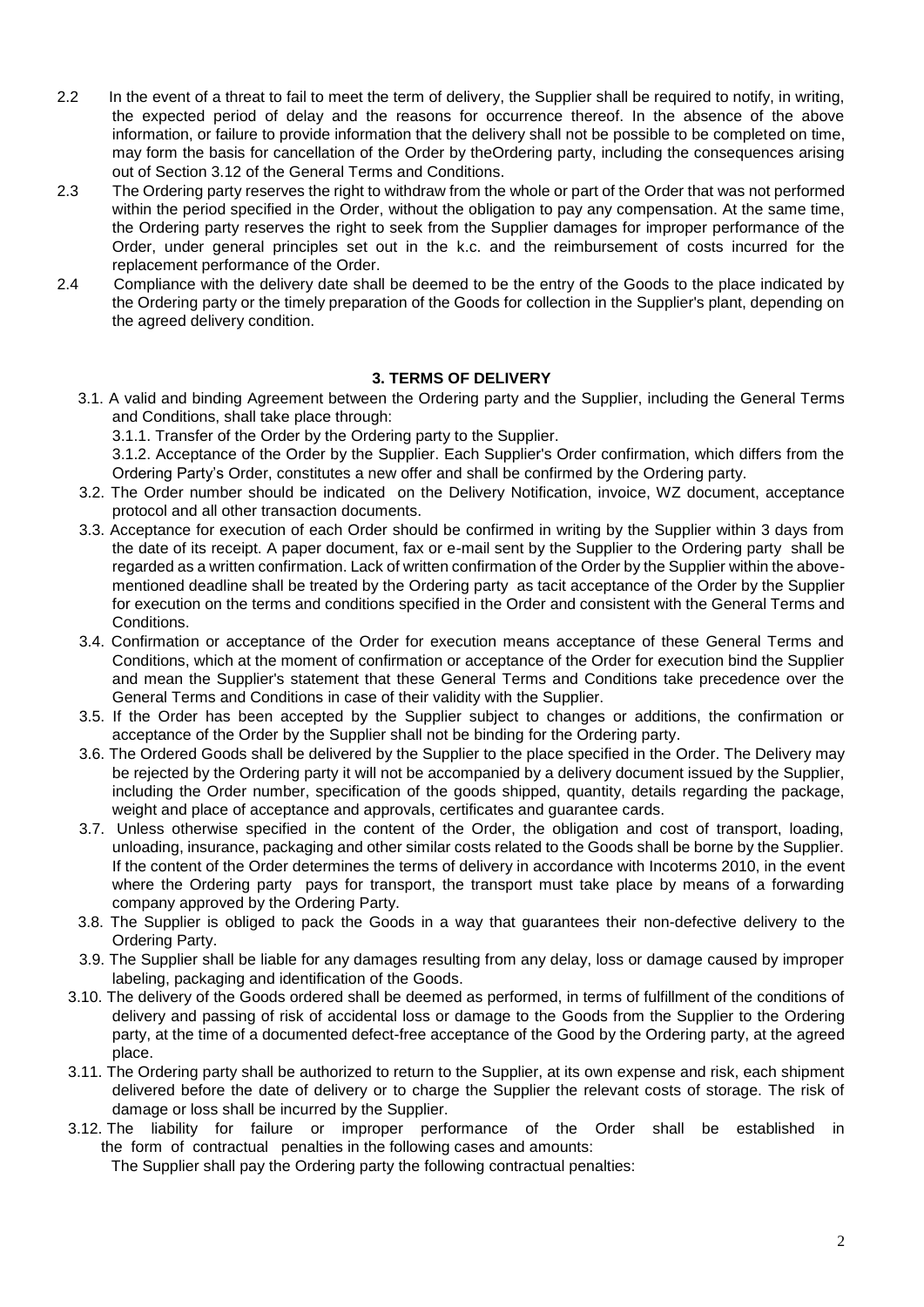2.2 In the event of a threat to fail to meet the term of delivery, the Supplier shall be required to notify, in writing, the expected period of delay and the reasons for occurrence thereof. In the absence of the above information, or failure to provide information that the delivery shall not be possible to be completed on time, may form the basis for cancellation of the Order by theOrdering party, including the consequences arising out of Section 3.12 of the General Terms and Conditions.

2.3 The Ordering party reserves the right to withdraw from the whole or part of the Order that was not performed within the period specified in the Order, without the obligation to pay any compensation. At the same time, the Ordering party reserves the right to seek from the Supplier damages for improper performance of the Order, under general principles set out in the k.c. and the reimbursement of costs incurred for the replacement performance of the Order.

2.4 Compliance with the delivery date shall be deemed to be the entry of the Goods to the place indicated by the Ordering party or the timely preparation of the Goods for collection in the Supplier's plant, depending on the agreed delivery condition.

### 3. TERMS OF DELIVERY

3.1. A valid and binding Agreement between the Ordering party and the Supplier, including the General Terms and Conditions, shall take place through:

3.1.1. Transfer of the Order by the Ordering party to the Supplier.

3.1.2. Acceptance of the Order by the Supplier. Each Supplier's Order confirmation, which differs from the Ordering Party's Order, constitutes a new offer and shall be confirmed by the Ordering party.

3.2. The Order number should be indicated on the Delivery Notification, invoice, WZ document, acceptance protocol and all other transaction documents.

3.3. Acceptance for execution of each Order should be confirmed in writing by the Supplier within 3 days from the date of its receipt. A paper document, fax or e-mail sent by the Supplier to the Ordering party shall be regarded as a written confirmation. Lack of written confirmation of the Order by the Supplier within the above-mentioned deadline shall be treated by the Ordering party as tacit acceptance of the Order by the Supplier for execution on the terms and conditions specified in the Order and consistent with the General Terms and Conditions.

3.4. Confirmation or acceptance of the Order for execution means acceptance of these General Terms and Conditions, which at the moment of confirmation or acceptance of the Order for execution bind the Supplier and mean the Supplier's statement that these General Terms and Conditions take precedence over the General Terms and Conditions in case of their validity with the Supplier.

3.5. If the Order has been accepted by the Supplier subject to changes or additions, the confirmation or acceptance of the Order by the Supplier shall not be binding for the Ordering party.

3.6. The Ordered Goods shall be delivered by the Supplier to the place specified in the Order. The Delivery may be rejected by the Ordering party it will not be accompanied by a delivery document issued by the Supplier, including the Order number, specification of the goods shipped, quantity, details regarding the package, weight and place of acceptance and approvals, certificates and guarantee cards.

3.7. Unless otherwise specified in the content of the Order, the obligation and cost of transport, loading, unloading, insurance, packaging and other similar costs related to the Goods shall be borne by the Supplier. If the content of the Order determines the terms of delivery in accordance with Incoterms 2010, in the event where the Ordering party pays for transport, the transport must take place by means of a forwarding company approved by the Ordering Party.

3.8. The Supplier is obliged to pack the Goods in a way that guarantees their non-defective delivery to the Ordering Party.

3.9. The Supplier shall be liable for any damages resulting from any delay, loss or damage caused by improper labeling, packaging and identification of the Goods.

3.10. The delivery of the Goods ordered shall be deemed as performed, in terms of fulfillment of the conditions of delivery and passing of risk of accidental loss or damage to the Goods from the Supplier to the Ordering party, at the time of a documented defect-free acceptance of the Good by the Ordering party, at the agreed place.

3.11. The Ordering party shall be authorized to return to the Supplier, at its own expense and risk, each shipment delivered before the date of delivery or to charge the Supplier the relevant costs of storage. The risk of damage or loss shall be incurred by the Supplier.

3.12. The liability for failure or improper performance of the Order shall be established in the form of contractual penalties in the following cases and amounts:

The Supplier shall pay the Ordering party the following contractual penalties: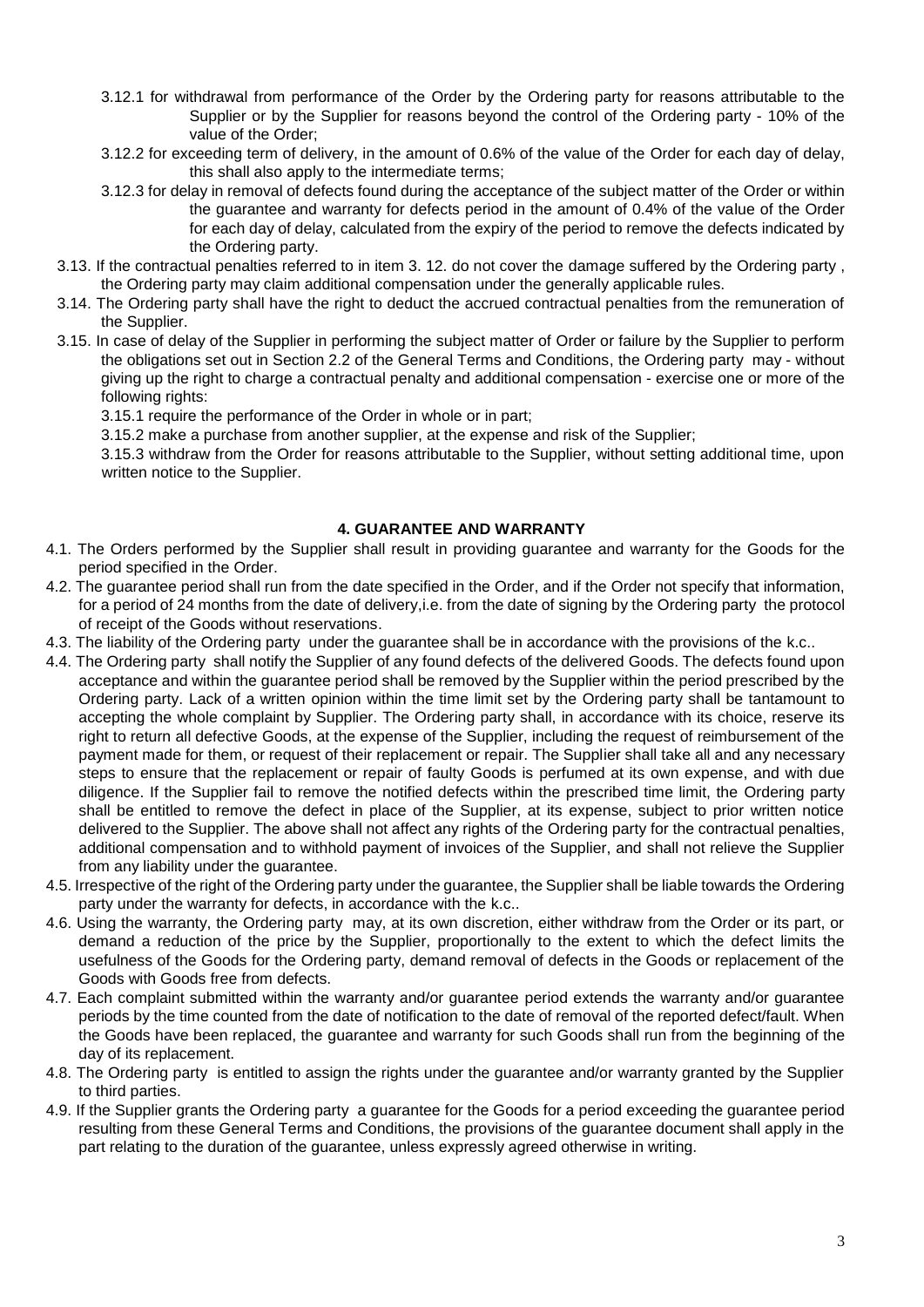3.12.1 for withdrawal from performance of the Order by the Ordering party for reasons attributable to the Supplier or by the Supplier for reasons beyond the control of the Ordering party - 10% of the value of the Order;

3.12.2 for exceeding term of delivery, in the amount of 0.6% of the value of the Order for each day of delay, this shall also apply to the intermediate terms;

3.12.3 for delay in removal of defects found during the acceptance of the subject matter of the Order or within the guarantee and warranty for defects period in the amount of 0.4% of the value of the Order for each day of delay, calculated from the expiry of the period to remove the defects indicated by the Ordering party.

3.13. If the contractual penalties referred to in item 3. 12. do not cover the damage suffered by the Ordering party , the Ordering party may claim additional compensation under the generally applicable rules.

3.14. The Ordering party shall have the right to deduct the accrued contractual penalties from the remuneration of the Supplier.

3.15. In case of delay of the Supplier in performing the subject matter of Order or failure by the Supplier to perform the obligations set out in Section 2.2 of the General Terms and Conditions, the Ordering party may - without giving up the right to charge a contractual penalty and additional compensation - exercise one or more of the following rights:

3.15.1 require the performance of the Order in whole or in part;

3.15.2 make a purchase from another supplier, at the expense and risk of the Supplier;

3.15.3 withdraw from the Order for reasons attributable to the Supplier, without setting additional time, upon written notice to the Supplier.

## 4. GUARANTEE AND WARRANTY

4.1. The Orders performed by the Supplier shall result in providing guarantee and warranty for the Goods for the period specified in the Order.

4.2. The guarantee period shall run from the date specified in the Order, and if the Order not specify that information, for a period of 24 months from the date of delivery,i.e. from the date of signing by the Ordering party the protocol of receipt of the Goods without reservations.

4.3. The liability of the Ordering party under the guarantee shall be in accordance with the provisions of the k.c..

4.4. The Ordering party shall notify the Supplier of any found defects of the delivered Goods. The defects found upon acceptance and within the guarantee period shall be removed by the Supplier within the period prescribed by the Ordering party. Lack of a written opinion within the time limit set by the Ordering party shall be tantamount to accepting the whole complaint by Supplier. The Ordering party shall, in accordance with its choice, reserve its right to return all defective Goods, at the expense of the Supplier, including the request of reimbursement of the payment made for them, or request of their replacement or repair. The Supplier shall take all and any necessary steps to ensure that the replacement or repair of faulty Goods is perfumed at its own expense, and with due diligence. If the Supplier fail to remove the notified defects within the prescribed time limit, the Ordering party shall be entitled to remove the defect in place of the Supplier, at its expense, subject to prior written notice delivered to the Supplier. The above shall not affect any rights of the Ordering party for the contractual penalties, additional compensation and to withhold payment of invoices of the Supplier, and shall not relieve the Supplier from any liability under the guarantee.

4.5. Irrespective of the right of the Ordering party under the guarantee, the Supplier shall be liable towards the Ordering party under the warranty for defects, in accordance with the k.c..

4.6. Using the warranty, the Ordering party may, at its own discretion, either withdraw from the Order or its part, or demand a reduction of the price by the Supplier, proportionally to the extent to which the defect limits the usefulness of the Goods for the Ordering party, demand removal of defects in the Goods or replacement of the Goods with Goods free from defects.

4.7. Each complaint submitted within the warranty and/or guarantee period extends the warranty and/or guarantee periods by the time counted from the date of notification to the date of removal of the reported defect/fault. When the Goods have been replaced, the guarantee and warranty for such Goods shall run from the beginning of the day of its replacement.

4.8. The Ordering party is entitled to assign the rights under the guarantee and/or warranty granted by the Supplier to third parties.

4.9. If the Supplier grants the Ordering party a guarantee for the Goods for a period exceeding the guarantee period resulting from these General Terms and Conditions, the provisions of the guarantee document shall apply in the part relating to the duration of the guarantee, unless expressly agreed otherwise in writing.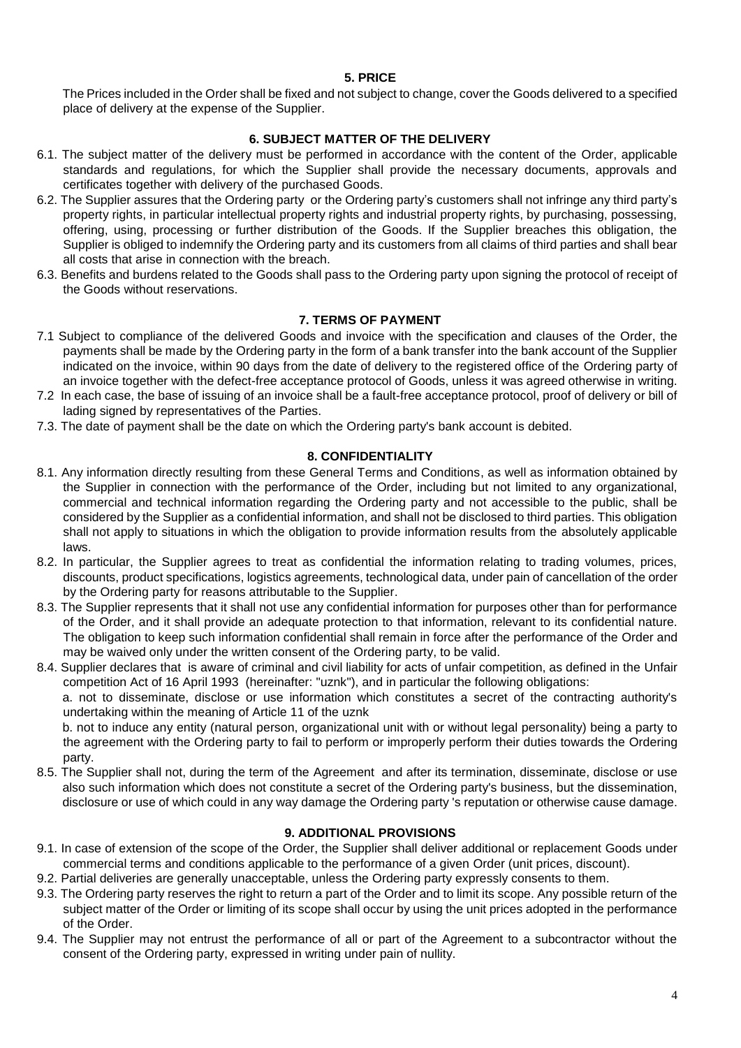## 5. PRICE

The Prices included in the Order shall be fixed and not subject to change, cover the Goods delivered to a specified place of delivery at the expense of the Supplier.

## 6. SUBJECT MATTER OF THE DELIVERY

6.1. The subject matter of the delivery must be performed in accordance with the content of the Order, applicable standards and regulations, for which the Supplier shall provide the necessary documents, approvals and certificates together with delivery of the purchased Goods.

6.2. The Supplier assures that the Ordering party or the Ordering party's customers shall not infringe any third party's property rights, in particular intellectual property rights and industrial property rights, by purchasing, possessing, offering, using, processing or further distribution of the Goods. If the Supplier breaches this obligation, the Supplier is obliged to indemnify the Ordering party and its customers from all claims of third parties and shall bear all costs that arise in connection with the breach.

6.3. Benefits and burdens related to the Goods shall pass to the Ordering party upon signing the protocol of receipt of the Goods without reservations.

## 7. TERMS OF PAYMENT

7.1 Subject to compliance of the delivered Goods and invoice with the specification and clauses of the Order, the payments shall be made by the Ordering party in the form of a bank transfer into the bank account of the Supplier indicated on the invoice, within 90 days from the date of delivery to the registered office of the Ordering party of an invoice together with the defect-free acceptance protocol of Goods, unless it was agreed otherwise in writing.

7.2 In each case, the base of issuing of an invoice shall be a fault-free acceptance protocol, proof of delivery or bill of lading signed by representatives of the Parties.

7.3. The date of payment shall be the date on which the Ordering party's bank account is debited.

## 8. CONFIDENTIALITY

8.1. Any information directly resulting from these General Terms and Conditions, as well as information obtained by the Supplier in connection with the performance of the Order, including but not limited to any organizational, commercial and technical information regarding the Ordering party and not accessible to the public, shall be considered by the Supplier as a confidential information, and shall not be disclosed to third parties. This obligation shall not apply to situations in which the obligation to provide information results from the absolutely applicable laws.

8.2. In particular, the Supplier agrees to treat as confidential the information relating to trading volumes, prices, discounts, product specifications, logistics agreements, technological data, under pain of cancellation of the order by the Ordering party for reasons attributable to the Supplier.

8.3. The Supplier represents that it shall not use any confidential information for purposes other than for performance of the Order, and it shall provide an adequate protection to that information, relevant to its confidential nature. The obligation to keep such information confidential shall remain in force after the performance of the Order and may be waived only under the written consent of the Ordering party, to be valid.

8.4. Supplier declares that is aware of criminal and civil liability for acts of unfair competition, as defined in the Unfair competition Act of 16 April 1993 (hereinafter: "uznk"), and in particular the following obligations:

a. not to disseminate, disclose or use information which constitutes a secret of the contracting authority's undertaking within the meaning of Article 11 of the uznk

b. not to induce any entity (natural person, organizational unit with or without legal personality) being a party to the agreement with the Ordering party to fail to perform or improperly perform their duties towards the Ordering party.

8.5. The Supplier shall not, during the term of the Agreement and after its termination, disseminate, disclose or use also such information which does not constitute a secret of the Ordering party's business, but the dissemination, disclosure or use of which could in any way damage the Ordering party 's reputation or otherwise cause damage.

## 9. ADDITIONAL PROVISIONS

9.1. In case of extension of the scope of the Order, the Supplier shall deliver additional or replacement Goods under commercial terms and conditions applicable to the performance of a given Order (unit prices, discount).

9.2. Partial deliveries are generally unacceptable, unless the Ordering party expressly consents to them.

9.3. The Ordering party reserves the right to return a part of the Order and to limit its scope. Any possible return of the subject matter of the Order or limiting of its scope shall occur by using the unit prices adopted in the performance of the Order.

9.4. The Supplier may not entrust the performance of all or part of the Agreement to a subcontractor without the consent of the Ordering party, expressed in writing under pain of nullity.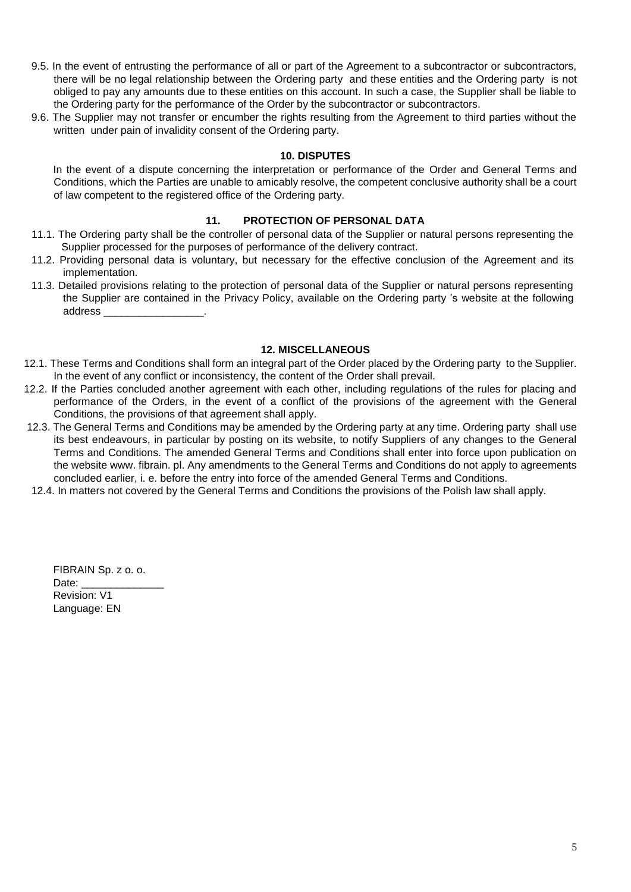9.5. In the event of entrusting the performance of all or part of the Agreement to a subcontractor or subcontractors, there will be no legal relationship between the Ordering party and these entities and the Ordering party is not obliged to pay any amounts due to these entities on this account. In such a case, the Supplier shall be liable to the Ordering party for the performance of the Order by the subcontractor or subcontractors.

9.6. The Supplier may not transfer or encumber the rights resulting from the Agreement to third parties without the written under pain of invalidity consent of the Ordering party.

## 10. DISPUTES

In the event of a dispute concerning the interpretation or performance of the Order and General Terms and Conditions, which the Parties are unable to amicably resolve, the competent conclusive authority shall be a court of law competent to the registered office of the Ordering party.

## 11. PROTECTION OF PERSONAL DATA

11.1. The Ordering party shall be the controller of personal data of the Supplier or natural persons representing the Supplier processed for the purposes of performance of the delivery contract.

11.2. Providing personal data is voluntary, but necessary for the effective conclusion of the Agreement and its implementation.

11.3. Detailed provisions relating to the protection of personal data of the Supplier or natural persons representing the Supplier are contained in the Privacy Policy, available on the Ordering party 's website at the following address _________________.

## 12. MISCELLANEOUS

12.1. These Terms and Conditions shall form an integral part of the Order placed by the Ordering party to the Supplier. In the event of any conflict or inconsistency, the content of the Order shall prevail.

12.2. If the Parties concluded another agreement with each other, including regulations of the rules for placing and performance of the Orders, in the event of a conflict of the provisions of the agreement with the General Conditions, the provisions of that agreement shall apply.

12.3. The General Terms and Conditions may be amended by the Ordering party at any time. Ordering party shall use its best endeavours, in particular by posting on its website, to notify Suppliers of any changes to the General Terms and Conditions. The amended General Terms and Conditions shall enter into force upon publication on the website www. fibrain. pl. Any amendments to the General Terms and Conditions do not apply to agreements concluded earlier, i. e. before the entry into force of the amended General Terms and Conditions.

12.4. In matters not covered by the General Terms and Conditions the provisions of the Polish law shall apply.

FIBRAIN Sp. z o. o.
Date: ______________
Revision: V1
Language: EN